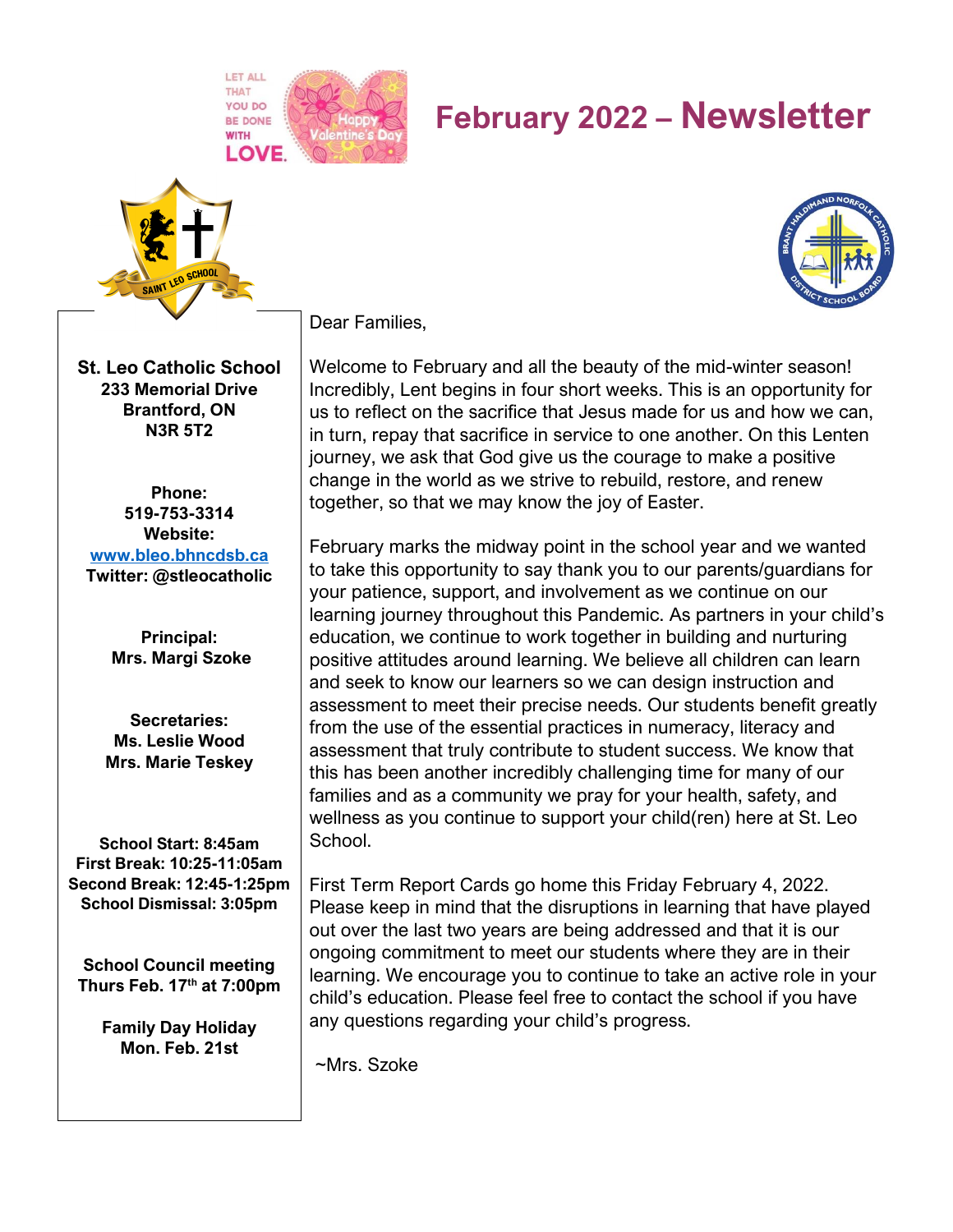# February 2022 – Newsletter

**St. Leo Catholic School**
**233 Memorial Drive**
**Brantford, ON**
**N3R 5T2**

**Phone:**
**519-753-3314**
**Website:**
**www.bleo.bhncdsb.ca**
**Twitter: @stleocatholic**

**Principal:**
**Mrs. Margi Szoke**

**Secretaries:**
**Ms. Leslie Wood**
**Mrs. Marie Teskey**

**School Start: 8:45am**
**First Break: 10:25-11:05am**
**Second Break: 12:45-1:25pm**
**School Dismissal: 3:05pm**

**School Council meeting**
**Thurs Feb. 17th at 7:00pm**

**Family Day Holiday**
**Mon. Feb. 21st**

Dear Families,

Welcome to February and all the beauty of the mid-winter season! Incredibly, Lent begins in four short weeks. This is an opportunity for us to reflect on the sacrifice that Jesus made for us and how we can, in turn, repay that sacrifice in service to one another. On this Lenten journey, we ask that God give us the courage to make a positive change in the world as we strive to rebuild, restore, and renew together, so that we may know the joy of Easter.

February marks the midway point in the school year and we wanted to take this opportunity to say thank you to our parents/guardians for your patience, support, and involvement as we continue on our learning journey throughout this Pandemic. As partners in your child's education, we continue to work together in building and nurturing positive attitudes around learning. We believe all children can learn and seek to know our learners so we can design instruction and assessment to meet their precise needs. Our students benefit greatly from the use of the essential practices in numeracy, literacy and assessment that truly contribute to student success. We know that this has been another incredibly challenging time for many of our families and as a community we pray for your health, safety, and wellness as you continue to support your child(ren) here at St. Leo School.

First Term Report Cards go home this Friday February 4, 2022. Please keep in mind that the disruptions in learning that have played out over the last two years are being addressed and that it is our ongoing commitment to meet our students where they are in their learning. We encourage you to continue to take an active role in your child's education. Please feel free to contact the school if you have any questions regarding your child's progress.

~Mrs. Szoke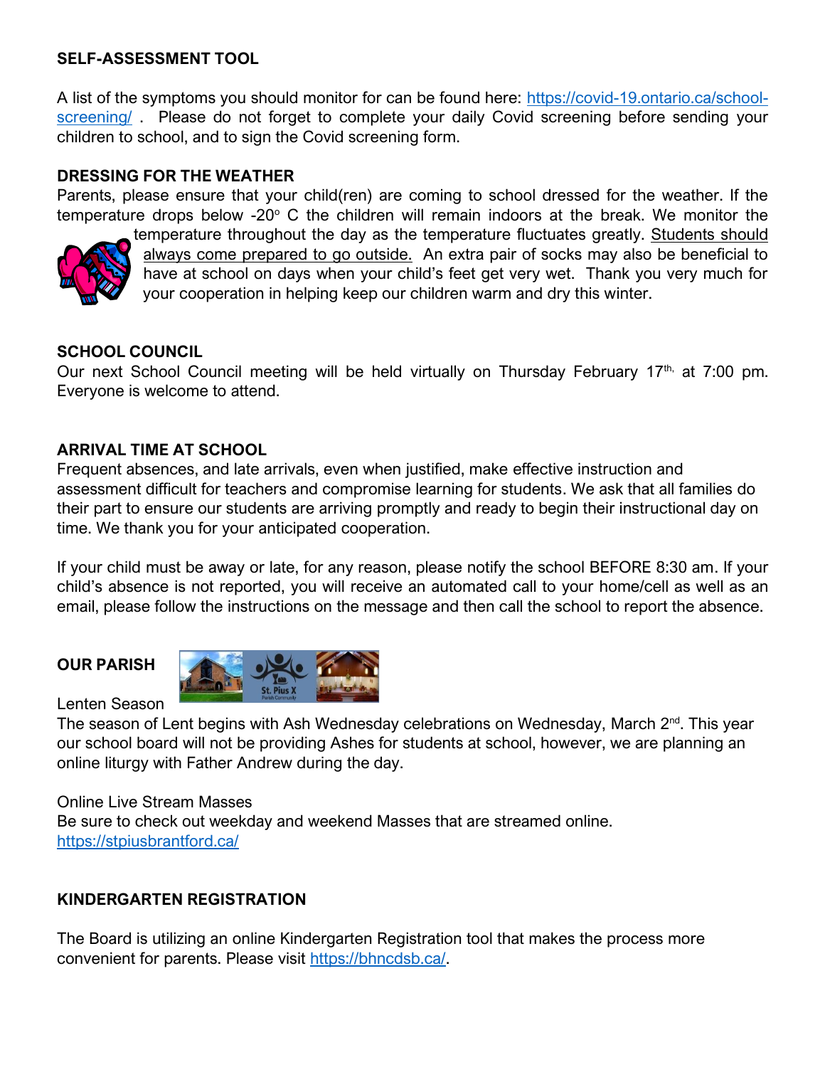**SELF-ASSESSMENT TOOL**

A list of the symptoms you should monitor for can be found here: https://covid-19.ontario.ca/school-screening/ . Please do not forget to complete your daily Covid screening before sending your children to school, and to sign the Covid screening form.

**DRESSING FOR THE WEATHER**

Parents, please ensure that your child(ren) are coming to school dressed for the weather. If the temperature drops below -20° C the children will remain indoors at the break. We monitor the temperature throughout the day as the temperature fluctuates greatly. Students should always come prepared to go outside. An extra pair of socks may also be beneficial to have at school on days when your child's feet get very wet. Thank you very much for your cooperation in helping keep our children warm and dry this winter.

**SCHOOL COUNCIL**

Our next School Council meeting will be held virtually on Thursday February 17th, at 7:00 pm. Everyone is welcome to attend.

**ARRIVAL TIME AT SCHOOL**

Frequent absences, and late arrivals, even when justified, make effective instruction and assessment difficult for teachers and compromise learning for students. We ask that all families do their part to ensure our students are arriving promptly and ready to begin their instructional day on time. We thank you for your anticipated cooperation.

If your child must be away or late, for any reason, please notify the school BEFORE 8:30 am. If your child's absence is not reported, you will receive an automated call to your home/cell as well as an email, please follow the instructions on the message and then call the school to report the absence.

**OUR PARISH**

Lenten Season

The season of Lent begins with Ash Wednesday celebrations on Wednesday, March 2nd. This year our school board will not be providing Ashes for students at school, however, we are planning an online liturgy with Father Andrew during the day.

Online Live Stream Masses

Be sure to check out weekday and weekend Masses that are streamed online.
https://stpiusbrantford.ca/

**KINDERGARTEN REGISTRATION**

The Board is utilizing an online Kindergarten Registration tool that makes the process more convenient for parents. Please visit https://bhncdsb.ca/.